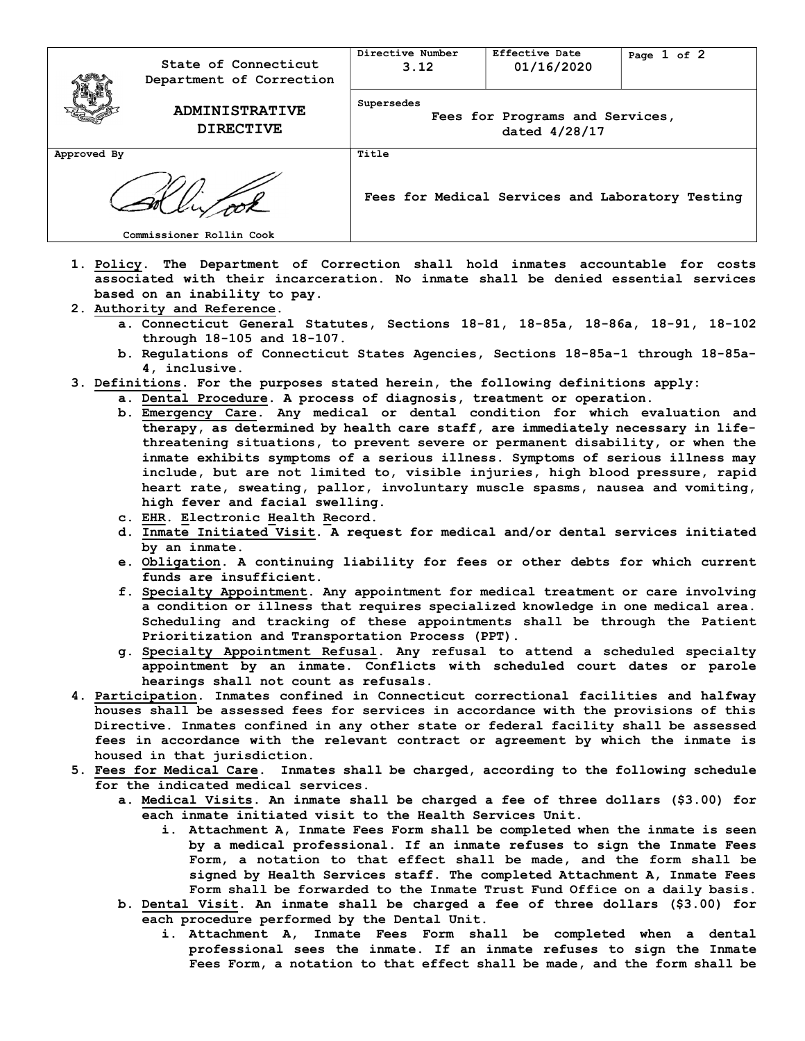| State of Connecticut Department of Correction ADMINISTRATIVE DIRECTIVE | Directive Number 3.12 | Effective Date 01/16/2020 | |
|---|---|---|---|
| | Supersedes Fees for Programs and Services, dated 4/28/17 | | |
| Approved By Commissioner Rollin Cook | Title Fees for Medical Services and Laboratory Testing | | |

1. **Policy**. The Department of Correction shall hold inmates accountable for costs associated with their incarceration. No inmate shall be denied essential services based on an inability to pay.
2. **Authority and Reference**.
   a. Connecticut General Statutes, Sections 18-81, 18-85a, 18-86a, 18-91, 18-102 through 18-105 and 18-107.
   b. Regulations of Connecticut States Agencies, Sections 18-85a-1 through 18-85a-4, inclusive.
3. **Definitions**. For the purposes stated herein, the following definitions apply:
   a. Dental Procedure. A process of diagnosis, treatment or operation.
   b. Emergency Care. Any medical or dental condition for which evaluation and therapy, as determined by health care staff, are immediately necessary in life-threatening situations, to prevent severe or permanent disability, or when the inmate exhibits symptoms of a serious illness. Symptoms of serious illness may include, but are not limited to, visible injuries, high blood pressure, rapid heart rate, sweating, pallor, involuntary muscle spasms, nausea and vomiting, high fever and facial swelling.
   c. EHR. Electronic Health Record.
   d. Inmate Initiated Visit. A request for medical and/or dental services initiated by an inmate.
   e. Obligation. A continuing liability for fees or other debts for which current funds are insufficient.
   f. Specialty Appointment. Any appointment for medical treatment or care involving a condition or illness that requires specialized knowledge in one medical area. Scheduling and tracking of these appointments shall be through the Patient Prioritization and Transportation Process (PPT).
   g. Specialty Appointment Refusal. Any refusal to attend a scheduled specialty appointment by an inmate. Conflicts with scheduled court dates or parole hearings shall not count as refusals.
4. **Participation**. Inmates confined in Connecticut correctional facilities and halfway houses shall be assessed fees for services in accordance with the provisions of this Directive. Inmates confined in any other state or federal facility shall be assessed fees in accordance with the relevant contract or agreement by which the inmate is housed in that jurisdiction.
5. **Fees for Medical Care**. Inmates shall be charged, according to the following schedule for the indicated medical services.
   a. Medical Visits. An inmate shall be charged a fee of three dollars ($3.00) for each inmate initiated visit to the Health Services Unit.
      i. Attachment A, Inmate Fees Form shall be completed when the inmate is seen by a medical professional. If an inmate refuses to sign the Inmate Fees Form, a notation to that effect shall be made, and the form shall be signed by Health Services staff. The completed Attachment A, Inmate Fees Form shall be forwarded to the Inmate Trust Fund Office on a daily basis.
   b. Dental Visit. An inmate shall be charged a fee of three dollars ($3.00) for each procedure performed by the Dental Unit.
      i. Attachment A, Inmate Fees Form shall be completed when a dental professional sees the inmate. If an inmate refuses to sign the Inmate Fees Form, a notation to that effect shall be made, and the form shall be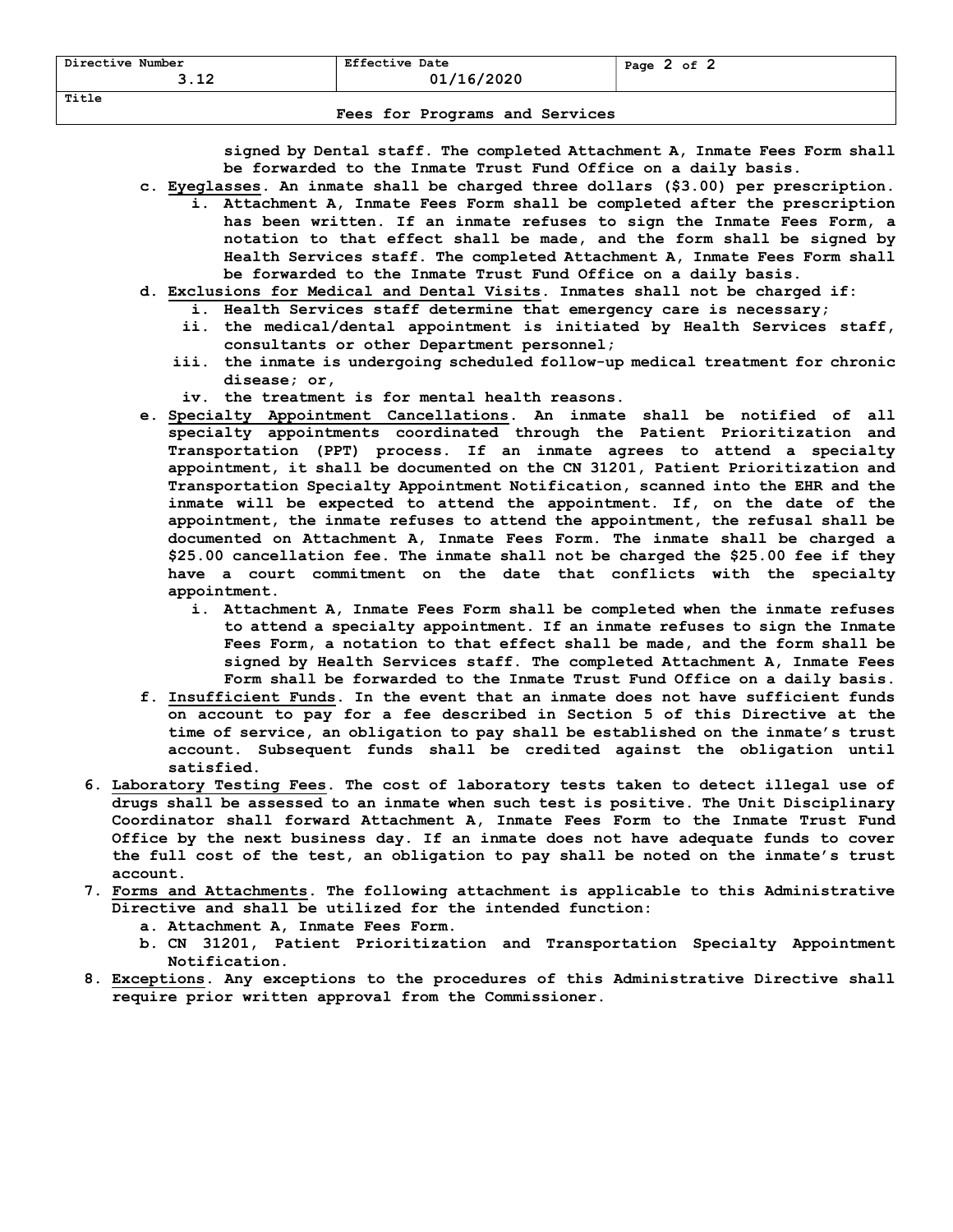signed by Dental staff. The completed Attachment A, Inmate Fees Form shall be forwarded to the Inmate Trust Fund Office on a daily basis.

   c. Eyeglasses. An inmate shall be charged three dollars ($3.00) per prescription.
      i. Attachment A, Inmate Fees Form shall be completed after the prescription has been written. If an inmate refuses to sign the Inmate Fees Form, a notation to that effect shall be made, and the form shall be signed by Health Services staff. The completed Attachment A, Inmate Fees Form shall be forwarded to the Inmate Trust Fund Office on a daily basis.
   d. Exclusions for Medical and Dental Visits. Inmates shall not be charged if:
      i. Health Services staff determine that emergency care is necessary;
      ii. the medical/dental appointment is initiated by Health Services staff, consultants or other Department personnel;
      iii. the inmate is undergoing scheduled follow-up medical treatment for chronic disease; or,
      iv. the treatment is for mental health reasons.
   e. Specialty Appointment Cancellations. An inmate shall be notified of all specialty appointments coordinated through the Patient Prioritization and Transportation (PPT) process. If an inmate agrees to attend a specialty appointment, it shall be documented on the CN 31201, Patient Prioritization and Transportation Specialty Appointment Notification, scanned into the EHR and the inmate will be expected to attend the appointment. If, on the date of the appointment, the inmate refuses to attend the appointment, the refusal shall be documented on Attachment A, Inmate Fees Form. The inmate shall be charged a $25.00 cancellation fee. The inmate shall not be charged the $25.00 fee if they have a court commitment on the date that conflicts with the specialty appointment.
      i. Attachment A, Inmate Fees Form shall be completed when the inmate refuses to attend a specialty appointment. If an inmate refuses to sign the Inmate Fees Form, a notation to that effect shall be made, and the form shall be signed by Health Services staff. The completed Attachment A, Inmate Fees Form shall be forwarded to the Inmate Trust Fund Office on a daily basis.
   f. Insufficient Funds. In the event that an inmate does not have sufficient funds on account to pay for a fee described in Section 5 of this Directive at the time of service, an obligation to pay shall be established on the inmate's trust account. Subsequent funds shall be credited against the obligation until satisfied.

6. Laboratory Testing Fees. The cost of laboratory tests taken to detect illegal use of drugs shall be assessed to an inmate when such test is positive. The Unit Disciplinary Coordinator shall forward Attachment A, Inmate Fees Form to the Inmate Trust Fund Office by the next business day. If an inmate does not have adequate funds to cover the full cost of the test, an obligation to pay shall be noted on the inmate's trust account.
7. Forms and Attachments. The following attachment is applicable to this Administrative Directive and shall be utilized for the intended function:
   a. Attachment A, Inmate Fees Form.
   b. CN 31201, Patient Prioritization and Transportation Specialty Appointment Notification.
8. Exceptions. Any exceptions to the procedures of this Administrative Directive shall require prior written approval from the Commissioner.